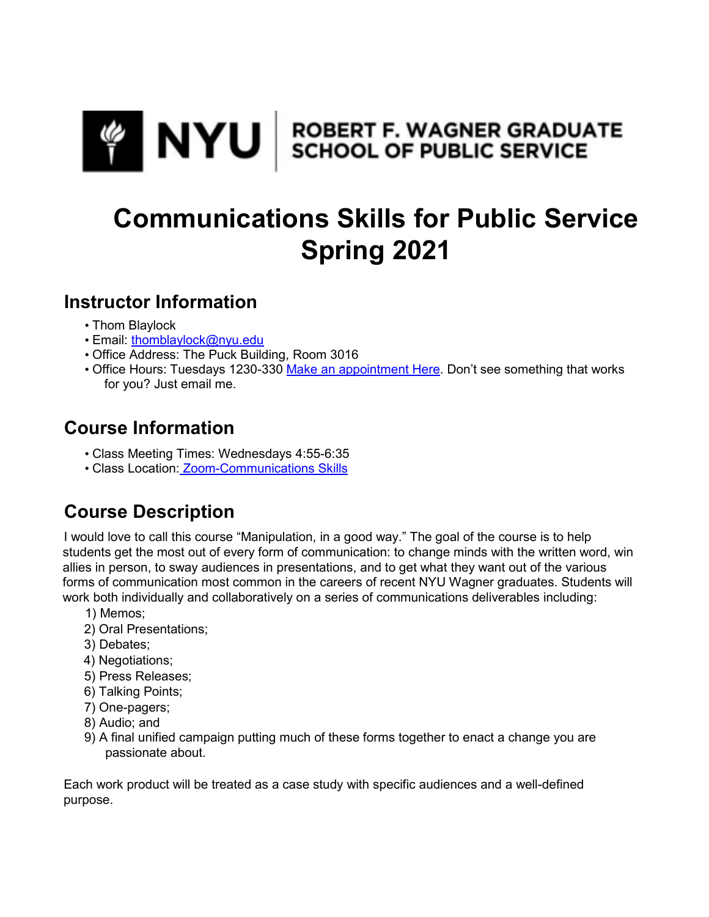NYU ROBERT F. WAGNER GRADUATE SCHOOL OF PUBLIC SERVICE

# Communications Skills for Public Service Spring 2021

## Instructor Information

- Thom Blaylock
- Email: thomblaylock@nyu.edu
- Office Address: The Puck Building, Room 3016
- Office Hours: Tuesdays 1230-330 Make an appointment Here. Don't see something that works for you? Just email me.

## Course Information

- Class Meeting Times: Wednesdays 4:55-6:35
- Class Location: Zoom-Communications Skills

## Course Description

I would love to call this course "Manipulation, in a good way." The goal of the course is to help students get the most out of every form of communication: to change minds with the written word, win allies in person, to sway audiences in presentations, and to get what they want out of the various forms of communication most common in the careers of recent NYU Wagner graduates. Students will work both individually and collaboratively on a series of communications deliverables including:

1) Memos;
2) Oral Presentations;
3) Debates;
4) Negotiations;
5) Press Releases;
6) Talking Points;
7) One-pagers;
8) Audio; and
9) A final unified campaign putting much of these forms together to enact a change you are passionate about.

Each work product will be treated as a case study with specific audiences and a well-defined purpose.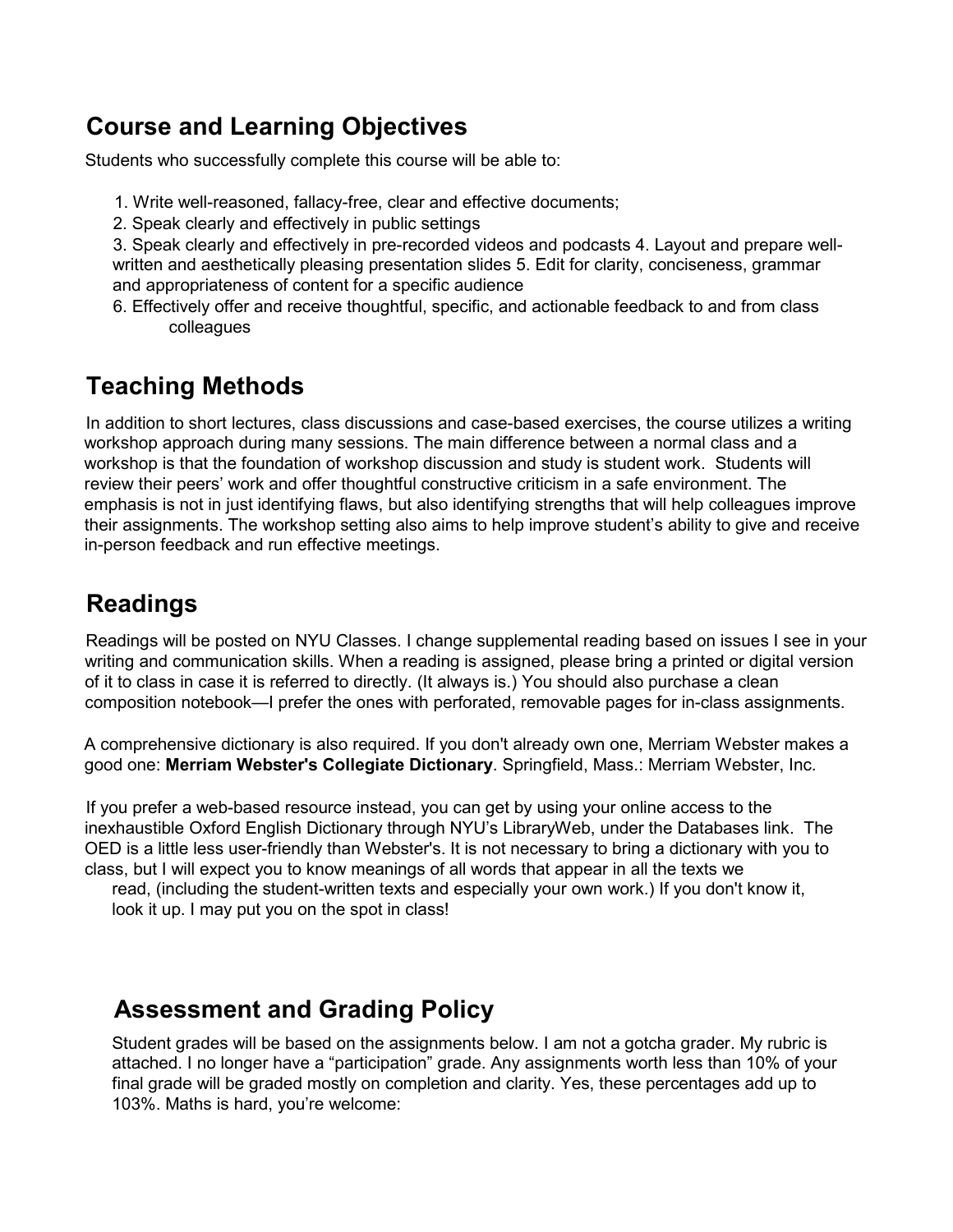## Course and Learning Objectives

Students who successfully complete this course will be able to:

1. Write well-reasoned, fallacy-free, clear and effective documents;
2. Speak clearly and effectively in public settings
3. Speak clearly and effectively in pre-recorded videos and podcasts
4. Layout and prepare well-written and aesthetically pleasing presentation slides
5. Edit for clarity, conciseness, grammar and appropriateness of content for a specific audience
6. Effectively offer and receive thoughtful, specific, and actionable feedback to and from class colleagues

## Teaching Methods

In addition to short lectures, class discussions and case-based exercises, the course utilizes a writing workshop approach during many sessions. The main difference between a normal class and a workshop is that the foundation of workshop discussion and study is student work. Students will review their peers' work and offer thoughtful constructive criticism in a safe environment. The emphasis is not in just identifying flaws, but also identifying strengths that will help colleagues improve their assignments. The workshop setting also aims to help improve student's ability to give and receive in-person feedback and run effective meetings.

## Readings

Readings will be posted on NYU Classes. I change supplemental reading based on issues I see in your writing and communication skills. When a reading is assigned, please bring a printed or digital version of it to class in case it is referred to directly. (It always is.) You should also purchase a clean composition notebook—I prefer the ones with perforated, removable pages for in-class assignments.

A comprehensive dictionary is also required. If you don't already own one, Merriam Webster makes a good one: **Merriam Webster's Collegiate Dictionary**. Springfield, Mass.: Merriam Webster, Inc.

If you prefer a web-based resource instead, you can get by using your online access to the inexhaustible Oxford English Dictionary through NYU's LibraryWeb, under the Databases link. The OED is a little less user-friendly than Webster's. It is not necessary to bring a dictionary with you to class, but I will expect you to know meanings of all words that appear in all the texts we read, (including the student-written texts and especially your own work.) If you don't know it, look it up. I may put you on the spot in class!

## Assessment and Grading Policy

Student grades will be based on the assignments below. I am not a gotcha grader. My rubric is attached. I no longer have a "participation" grade. Any assignments worth less than 10% of your final grade will be graded mostly on completion and clarity. Yes, these percentages add up to 103%. Maths is hard, you're welcome: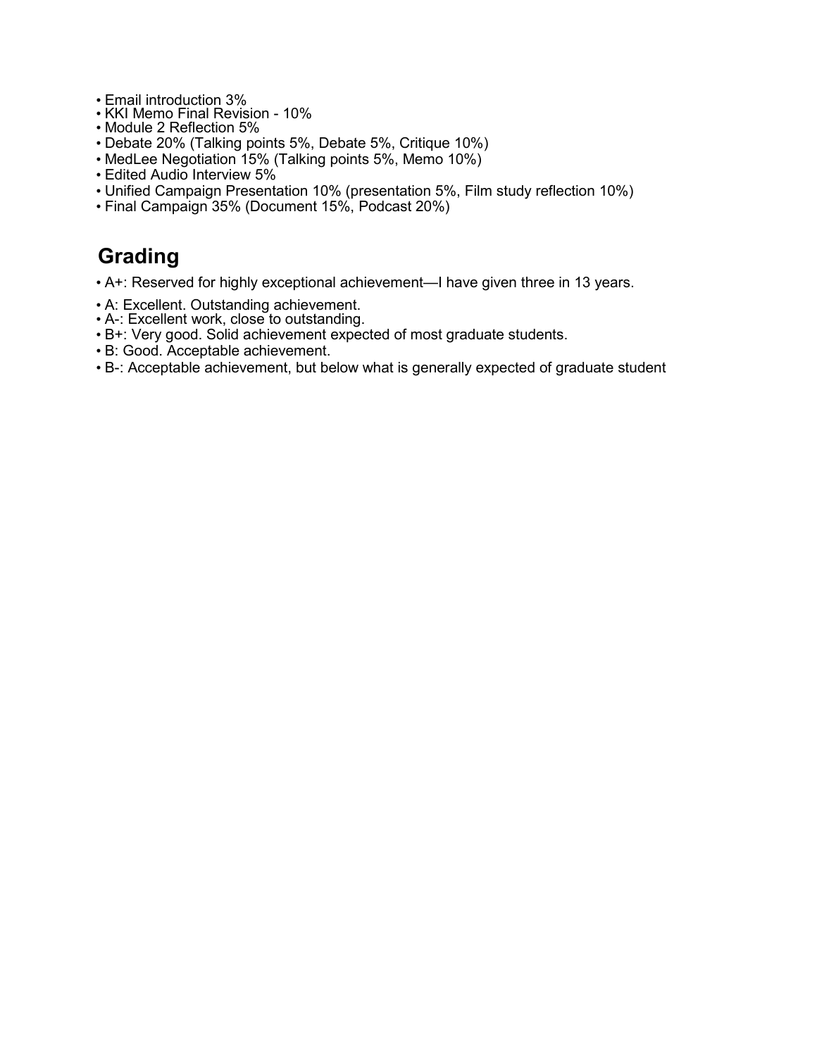- Email introduction 3%
- KKI Memo Final Revision - 10%
- Module 2 Reflection 5%
- Debate 20% (Talking points 5%, Debate 5%, Critique 10%)
- MedLee Negotiation 15% (Talking points 5%, Memo 10%)
- Edited Audio Interview 5%
- Unified Campaign Presentation 10% (presentation 5%, Film study reflection 10%)
- Final Campaign 35% (Document 15%, Podcast 20%)

## Grading

- A+: Reserved for highly exceptional achievement—I have given three in 13 years.
- A: Excellent. Outstanding achievement.
- A-: Excellent work, close to outstanding.
- B+: Very good. Solid achievement expected of most graduate students.
- B: Good. Acceptable achievement.
- B-: Acceptable achievement, but below what is generally expected of graduate student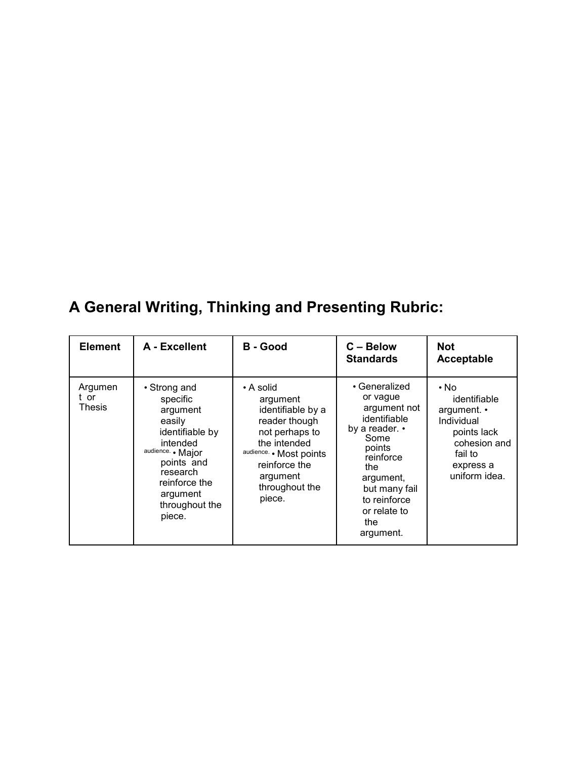## A General Writing, Thinking and Presenting Rubric:

| Element | A - Excellent | B - Good | C – Below Standards | Not Acceptable |
|---|---|---|---|---|
| Argument or Thesis | • Strong and specific argument easily identifiable by intended audience. • Major points and research reinforce the argument throughout the piece. | • A solid argument identifiable by a reader though not perhaps to the intended audience. • Most points reinforce the argument throughout the piece. | • Generalized or vague argument not identifiable by a reader. • Some points reinforce the argument, but many fail to reinforce or relate to the argument. | • No identifiable argument. • Individual points lack cohesion and fail to express a uniform idea. |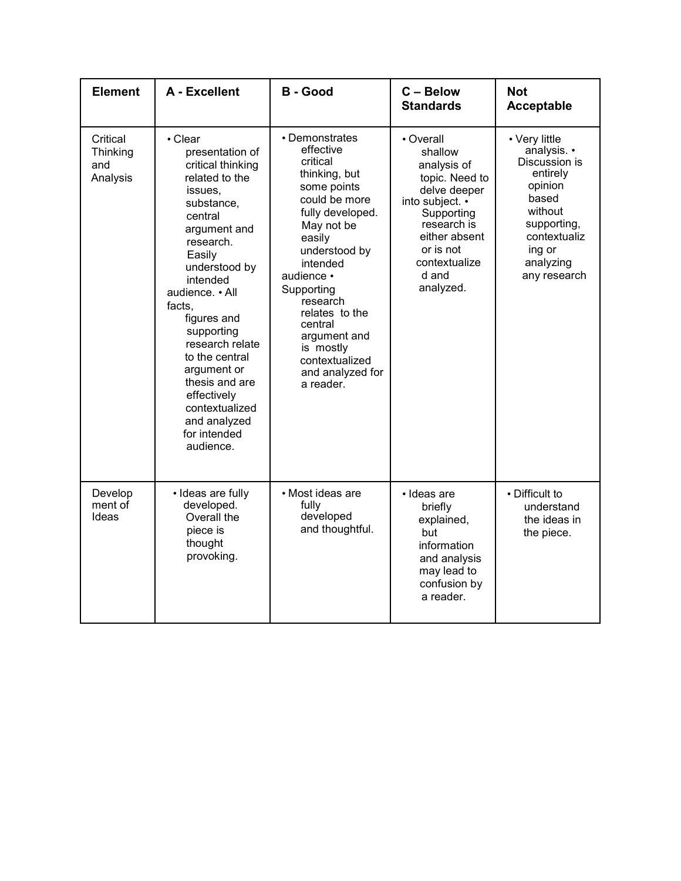| Element | A - Excellent | B - Good | C – Below Standards | Not Acceptable |
|---|---|---|---|---|
| Critical Thinking and Analysis | • Clear presentation of critical thinking related to the issues, substance, central argument and research. Easily understood by intended audience. • All facts, figures and supporting research relate to the central argument or thesis and are effectively contextualized and analyzed for intended audience. | • Demonstrates effective critical thinking, but some points could be more fully developed. May not be easily understood by intended audience • Supporting research relates to the central argument and is mostly contextualized and analyzed for a reader. | • Overall shallow analysis of topic. Need to delve deeper into subject. • Supporting research is either absent or is not contextualized and analyzed. | • Very little analysis. • Discussion is entirely opinion based without supporting, contextualizing or analyzing any research |
| Development of Ideas | • Ideas are fully developed. Overall the piece is thought provoking. | • Most ideas are fully developed and thoughtful. | • Ideas are briefly explained, but information and analysis may lead to confusion by a reader. | • Difficult to understand the ideas in the piece. |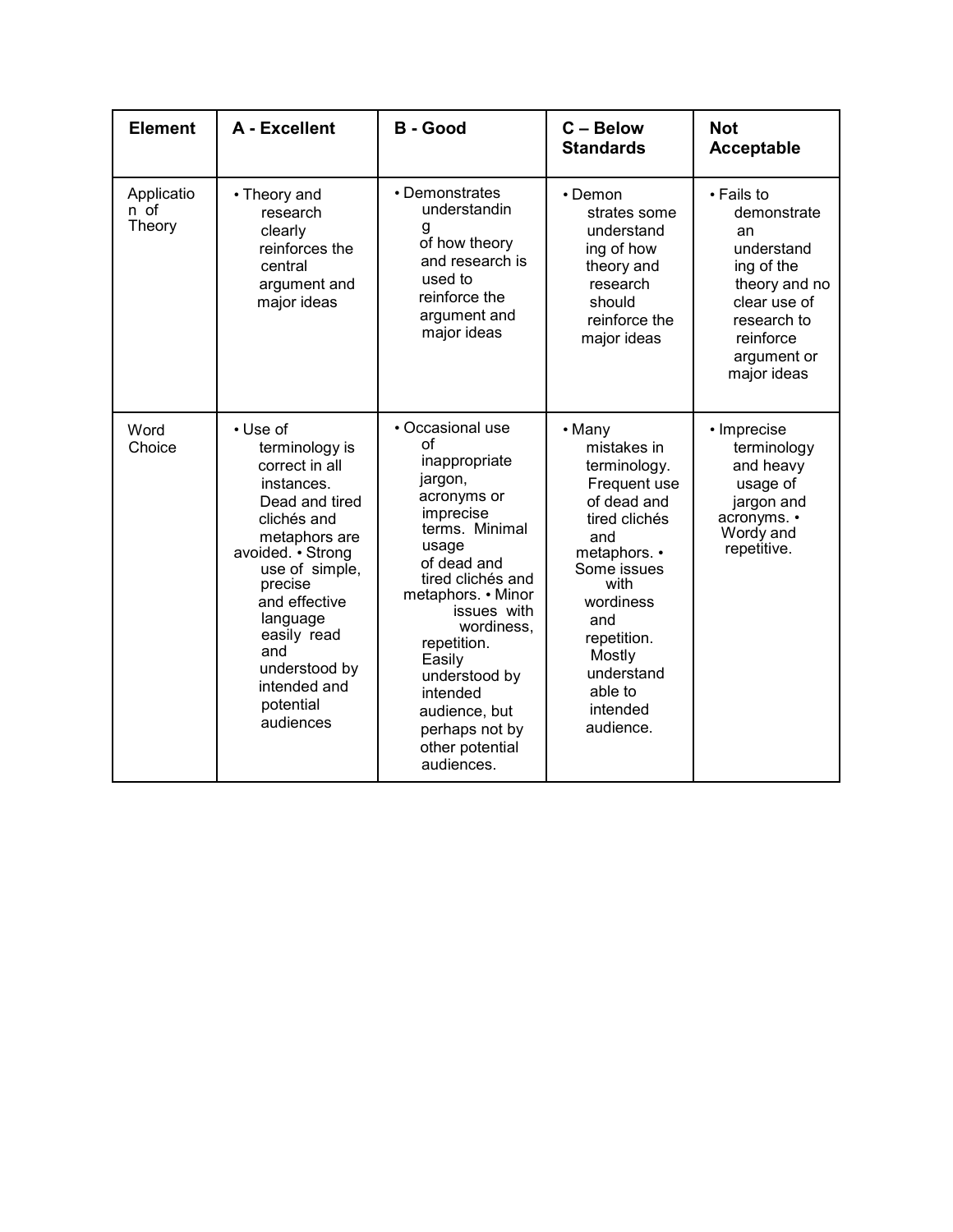| Element | A - Excellent | B - Good | C – Below Standards | Not Acceptable |
|---|---|---|---|---|
| Application of Theory | • Theory and research clearly reinforces the central argument and major ideas | • Demonstrates understanding of how theory and research is used to reinforce the argument and major ideas | • Demonstrates some understanding of how theory and research should reinforce the major ideas | • Fails to demonstrate an understanding of the theory and no clear use of research to reinforce argument or major ideas |
| Word Choice | • Use of terminology is correct in all instances. Dead and tired clichés and metaphors are avoided. • Strong use of simple, precise and effective language easily read and understood by intended and potential audiences | • Occasional use of inappropriate jargon, acronyms or imprecise terms. Minimal usage of dead and tired clichés and metaphors. • Minor issues with wordiness, repetition. Easily understood by intended audience, but perhaps not by other potential audiences. | • Many mistakes in terminology. Frequent use of dead and tired clichés and metaphors. • Some issues with wordiness and repetition. Mostly understandable to intended audience. | • Imprecise terminology and heavy usage of jargon and acronyms. • Wordy and repetitive. |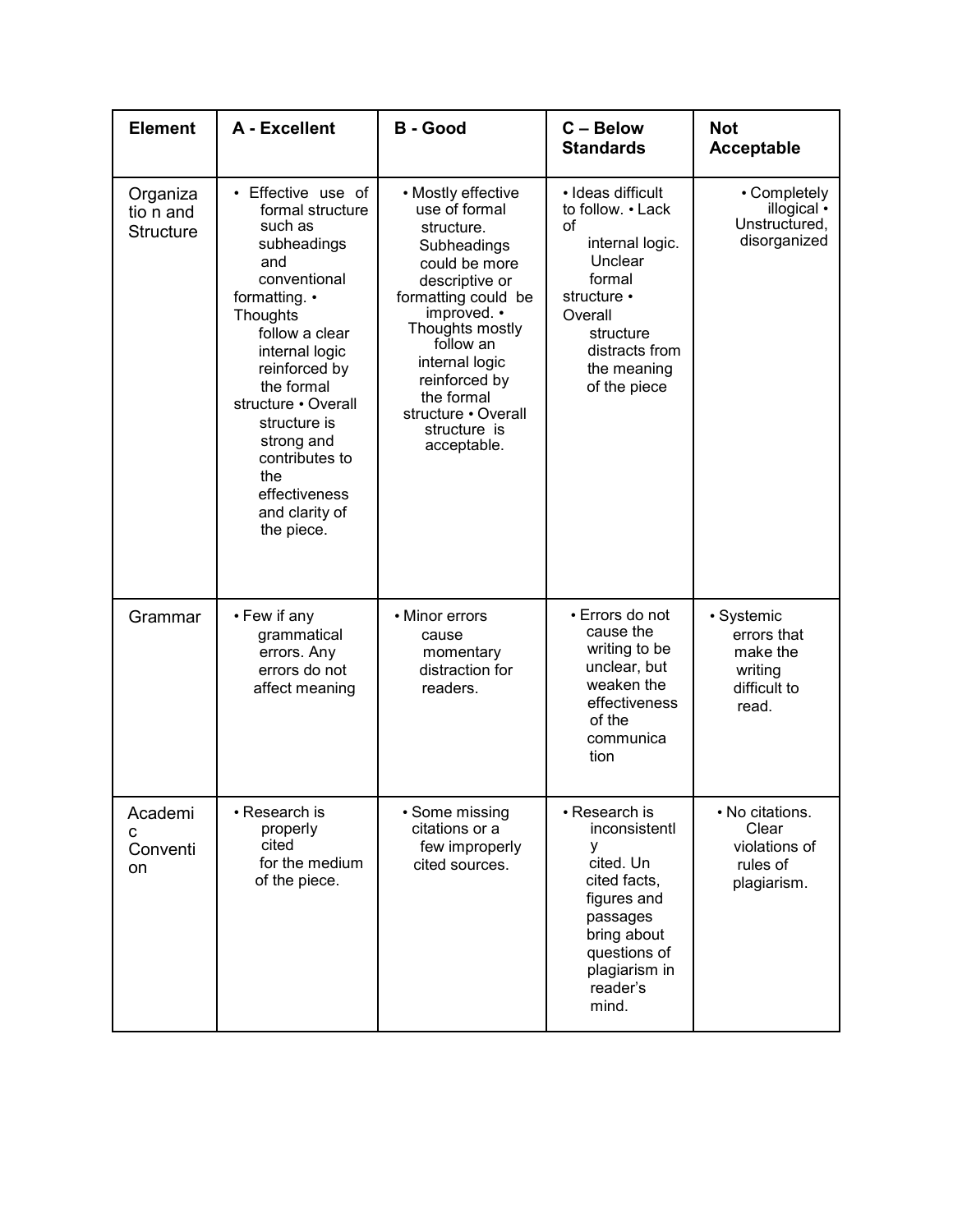| Element | A - Excellent | B - Good | C – Below Standards | Not Acceptable |
|---|---|---|---|---|
| Organization and Structure | • Effective use of formal structure such as subheadings and conventional formatting. • Thoughts follow a clear internal logic reinforced by the formal structure • Overall structure is strong and contributes to the effectiveness and clarity of the piece. | • Mostly effective use of formal structure. Subheadings could be more descriptive or formatting could be improved. • Thoughts mostly follow an internal logic reinforced by the formal structure • Overall structure is acceptable. | • Ideas difficult to follow. • Lack of internal logic. Unclear formal structure • Overall structure distracts from the meaning of the piece | • Completely illogical • Unstructured, disorganized |
| Grammar | • Few if any grammatical errors. Any errors do not affect meaning | • Minor errors cause momentary distraction for readers. | • Errors do not cause the writing to be unclear, but weaken the effectiveness of the communication | • Systemic errors that make the writing difficult to read. |
| Academic Convention | • Research is properly cited for the medium of the piece. | • Some missing citations or a few improperly cited sources. | • Research is inconsistently cited. Un cited facts, figures and passages bring about questions of plagiarism in reader's mind. | • No citations. Clear violations of rules of plagiarism. |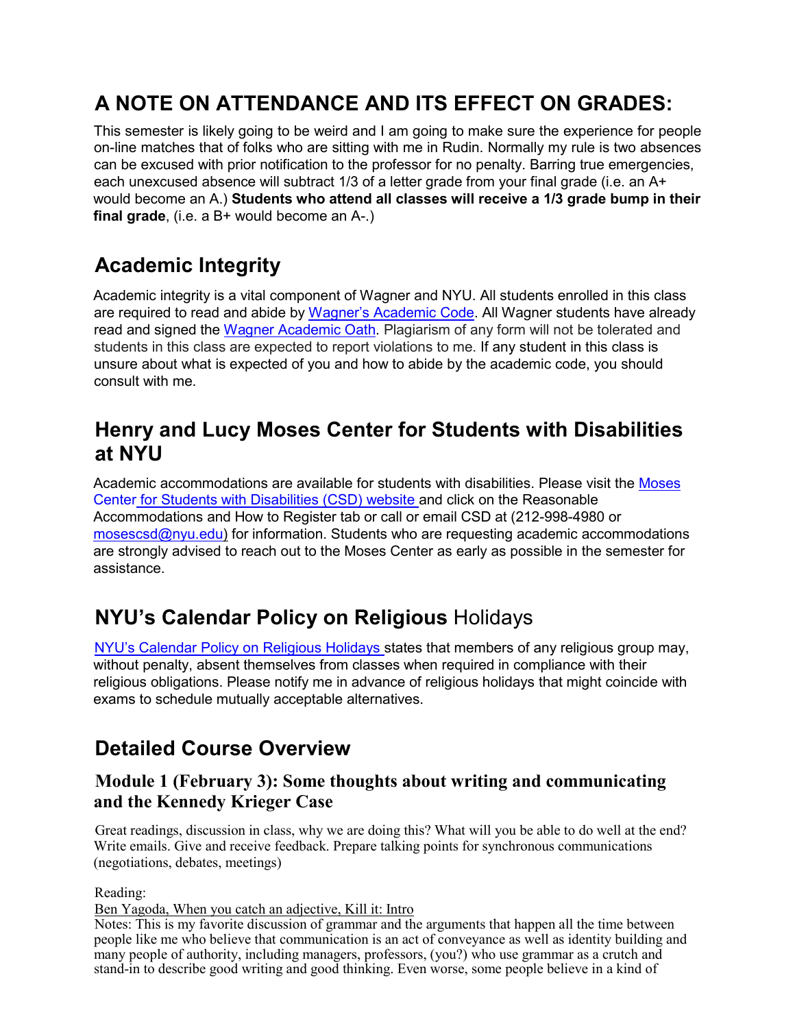# A NOTE ON ATTENDANCE AND ITS EFFECT ON GRADES:

This semester is likely going to be weird and I am going to make sure the experience for people on-line matches that of folks who are sitting with me in Rudin. Normally my rule is two absences can be excused with prior notification to the professor for no penalty. Barring true emergencies, each unexcused absence will subtract 1/3 of a letter grade from your final grade (i.e. an A+ would become an A.) **Students who attend all classes will receive a 1/3 grade bump in their final grade**, (i.e. a B+ would become an A-.)

## Academic Integrity

Academic integrity is a vital component of Wagner and NYU. All students enrolled in this class are required to read and abide by Wagner's Academic Code. All Wagner students have already read and signed the Wagner Academic Oath. Plagiarism of any form will not be tolerated and students in this class are expected to report violations to me. If any student in this class is unsure about what is expected of you and how to abide by the academic code, you should consult with me.

## Henry and Lucy Moses Center for Students with Disabilities at NYU

Academic accommodations are available for students with disabilities. Please visit the Moses Center for Students with Disabilities (CSD) website and click on the Reasonable Accommodations and How to Register tab or call or email CSD at (212-998-4980 or mosescsd@nyu.edu) for information. Students who are requesting academic accommodations are strongly advised to reach out to the Moses Center as early as possible in the semester for assistance.

## NYU's Calendar Policy on Religious Holidays

NYU's Calendar Policy on Religious Holidays states that members of any religious group may, without penalty, absent themselves from classes when required in compliance with their religious obligations. Please notify me in advance of religious holidays that might coincide with exams to schedule mutually acceptable alternatives.

## Detailed Course Overview

### Module 1 (February 3): Some thoughts about writing and communicating and the Kennedy Krieger Case

Great readings, discussion in class, why we are doing this? What will you be able to do well at the end? Write emails. Give and receive feedback. Prepare talking points for synchronous communications (negotiations, debates, meetings)

Reading:

Ben Yagoda, When you catch an adjective, Kill it: Intro

Notes: This is my favorite discussion of grammar and the arguments that happen all the time between people like me who believe that communication is an act of conveyance as well as identity building and many people of authority, including managers, professors, (you?) who use grammar as a crutch and stand-in to describe good writing and good thinking. Even worse, some people believe in a kind of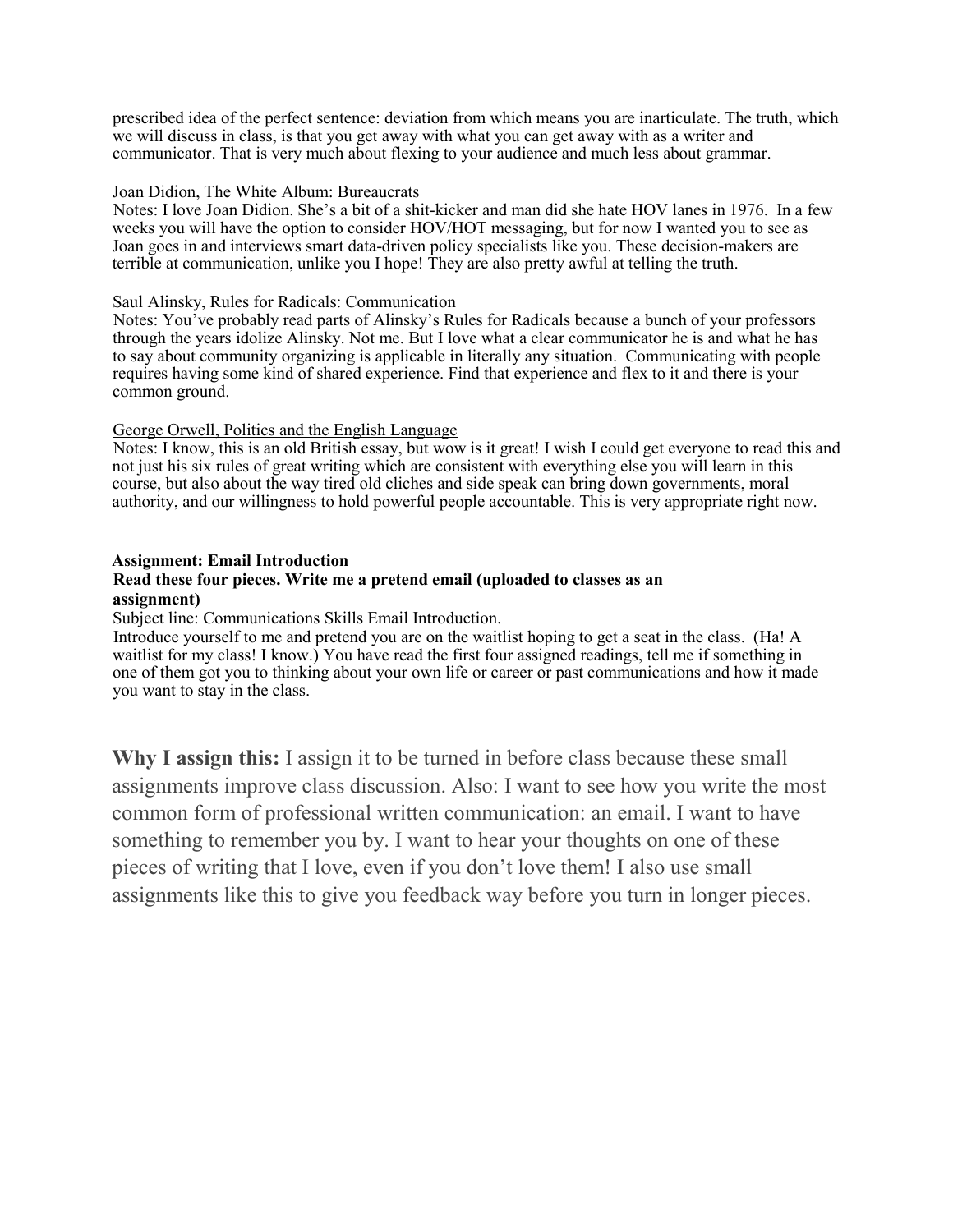prescribed idea of the perfect sentence: deviation from which means you are inarticulate. The truth, which we will discuss in class, is that you get away with what you can get away with as a writer and communicator. That is very much about flexing to your audience and much less about grammar.

<u>Joan Didion, The White Album: Bureaucrats</u>

Notes: I love Joan Didion. She's a bit of a shit-kicker and man did she hate HOV lanes in 1976. In a few weeks you will have the option to consider HOV/HOT messaging, but for now I wanted you to see as Joan goes in and interviews smart data-driven policy specialists like you. These decision-makers are terrible at communication, unlike you I hope! They are also pretty awful at telling the truth.

<u>Saul Alinsky, Rules for Radicals: Communication</u>

Notes: You've probably read parts of Alinsky's Rules for Radicals because a bunch of your professors through the years idolize Alinsky. Not me. But I love what a clear communicator he is and what he has to say about community organizing is applicable in literally any situation. Communicating with people requires having some kind of shared experience. Find that experience and flex to it and there is your common ground.

<u>George Orwell, Politics and the English Language</u>

Notes: I know, this is an old British essay, but wow is it great! I wish I could get everyone to read this and not just his six rules of great writing which are consistent with everything else you will learn in this course, but also about the way tired old cliches and side speak can bring down governments, moral authority, and our willingness to hold powerful people accountable. This is very appropriate right now.

**Assignment: Email Introduction**

**Read these four pieces. Write me a pretend email (uploaded to classes as an assignment)**

Subject line: Communications Skills Email Introduction.

Introduce yourself to me and pretend you are on the waitlist hoping to get a seat in the class. (Ha! A waitlist for my class! I know.) You have read the first four assigned readings, tell me if something in one of them got you to thinking about your own life or career or past communications and how it made you want to stay in the class.

**Why I assign this:** I assign it to be turned in before class because these small assignments improve class discussion. Also: I want to see how you write the most common form of professional written communication: an email. I want to have something to remember you by. I want to hear your thoughts on one of these pieces of writing that I love, even if you don't love them! I also use small assignments like this to give you feedback way before you turn in longer pieces.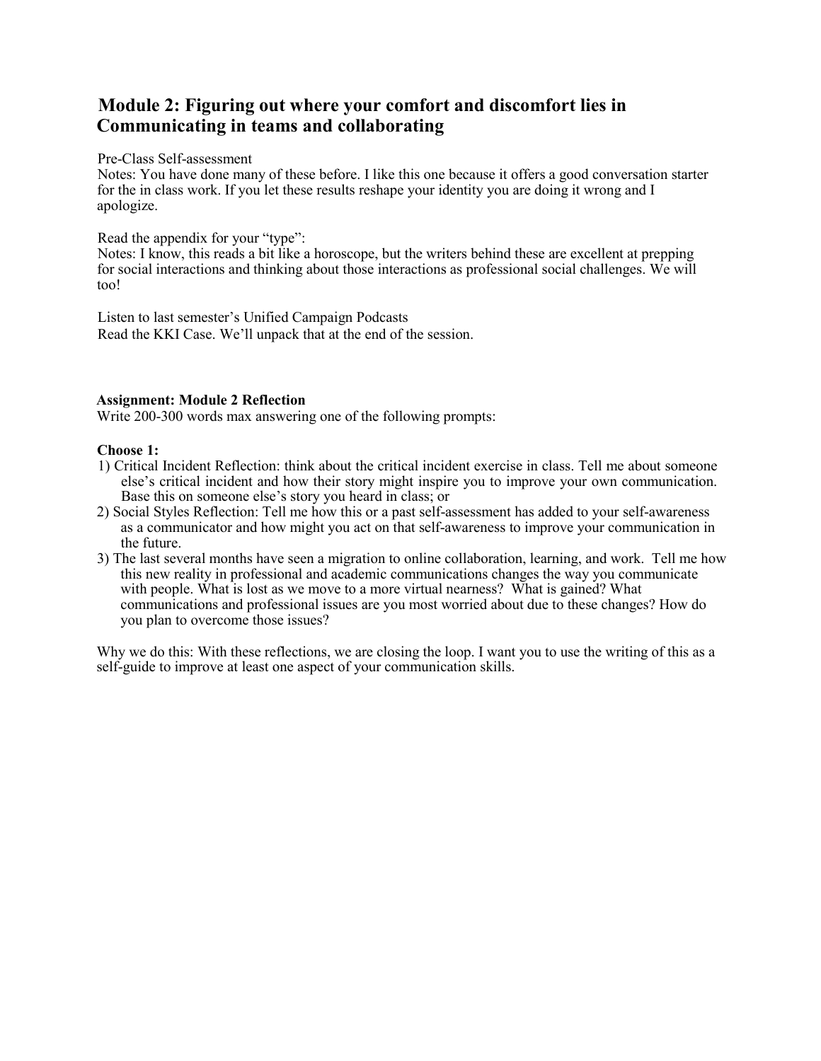## Module 2: Figuring out where your comfort and discomfort lies in Communicating in teams and collaborating

Pre-Class Self-assessment
Notes: You have done many of these before. I like this one because it offers a good conversation starter for the in class work. If you let these results reshape your identity you are doing it wrong and I apologize.

Read the appendix for your "type":
Notes: I know, this reads a bit like a horoscope, but the writers behind these are excellent at prepping for social interactions and thinking about those interactions as professional social challenges. We will too!

Listen to last semester's Unified Campaign Podcasts
Read the KKI Case. We'll unpack that at the end of the session.

**Assignment: Module 2 Reflection**
Write 200-300 words max answering one of the following prompts:

**Choose 1:**

1) Critical Incident Reflection: think about the critical incident exercise in class. Tell me about someone else's critical incident and how their story might inspire you to improve your own communication. Base this on someone else's story you heard in class; or
2) Social Styles Reflection: Tell me how this or a past self-assessment has added to your self-awareness as a communicator and how might you act on that self-awareness to improve your communication in the future.
3) The last several months have seen a migration to online collaboration, learning, and work. Tell me how this new reality in professional and academic communications changes the way you communicate with people. What is lost as we move to a more virtual nearness? What is gained? What communications and professional issues are you most worried about due to these changes? How do you plan to overcome those issues?

Why we do this: With these reflections, we are closing the loop. I want you to use the writing of this as a self-guide to improve at least one aspect of your communication skills.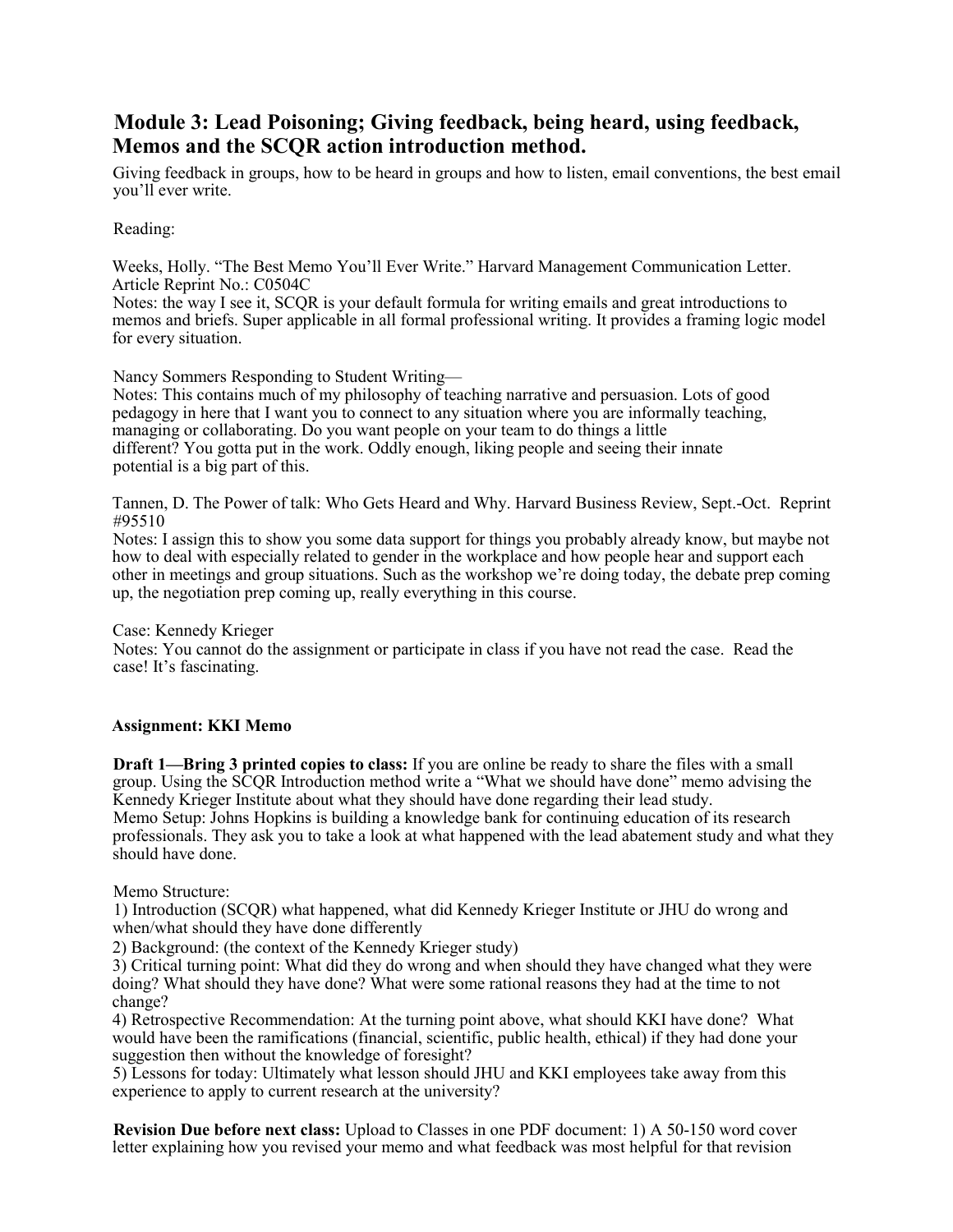## Module 3: Lead Poisoning; Giving feedback, being heard, using feedback, Memos and the SCQR action introduction method.

Giving feedback in groups, how to be heard in groups and how to listen, email conventions, the best email you'll ever write.

Reading:

Weeks, Holly. "The Best Memo You'll Ever Write." Harvard Management Communication Letter. Article Reprint No.: C0504C
Notes: the way I see it, SCQR is your default formula for writing emails and great introductions to memos and briefs. Super applicable in all formal professional writing. It provides a framing logic model for every situation.

Nancy Sommers Responding to Student Writing—
Notes: This contains much of my philosophy of teaching narrative and persuasion. Lots of good pedagogy in here that I want you to connect to any situation where you are informally teaching, managing or collaborating. Do you want people on your team to do things a little different? You gotta put in the work. Oddly enough, liking people and seeing their innate potential is a big part of this.

Tannen, D. The Power of talk: Who Gets Heard and Why. Harvard Business Review, Sept.-Oct. Reprint #95510
Notes: I assign this to show you some data support for things you probably already know, but maybe not how to deal with especially related to gender in the workplace and how people hear and support each other in meetings and group situations. Such as the workshop we're doing today, the debate prep coming up, the negotiation prep coming up, really everything in this course.

Case: Kennedy Krieger
Notes: You cannot do the assignment or participate in class if you have not read the case. Read the case! It's fascinating.

**Assignment: KKI Memo**

**Draft 1—Bring 3 printed copies to class:** If you are online be ready to share the files with a small group. Using the SCQR Introduction method write a "What we should have done" memo advising the Kennedy Krieger Institute about what they should have done regarding their lead study.
Memo Setup: Johns Hopkins is building a knowledge bank for continuing education of its research professionals. They ask you to take a look at what happened with the lead abatement study and what they should have done.

Memo Structure:
1) Introduction (SCQR) what happened, what did Kennedy Krieger Institute or JHU do wrong and when/what should they have done differently
2) Background: (the context of the Kennedy Krieger study)
3) Critical turning point: What did they do wrong and when should they have changed what they were doing? What should they have done? What were some rational reasons they had at the time to not change?
4) Retrospective Recommendation: At the turning point above, what should KKI have done? What would have been the ramifications (financial, scientific, public health, ethical) if they had done your suggestion then without the knowledge of foresight?
5) Lessons for today: Ultimately what lesson should JHU and KKI employees take away from this experience to apply to current research at the university?

**Revision Due before next class:** Upload to Classes in one PDF document: 1) A 50-150 word cover letter explaining how you revised your memo and what feedback was most helpful for that revision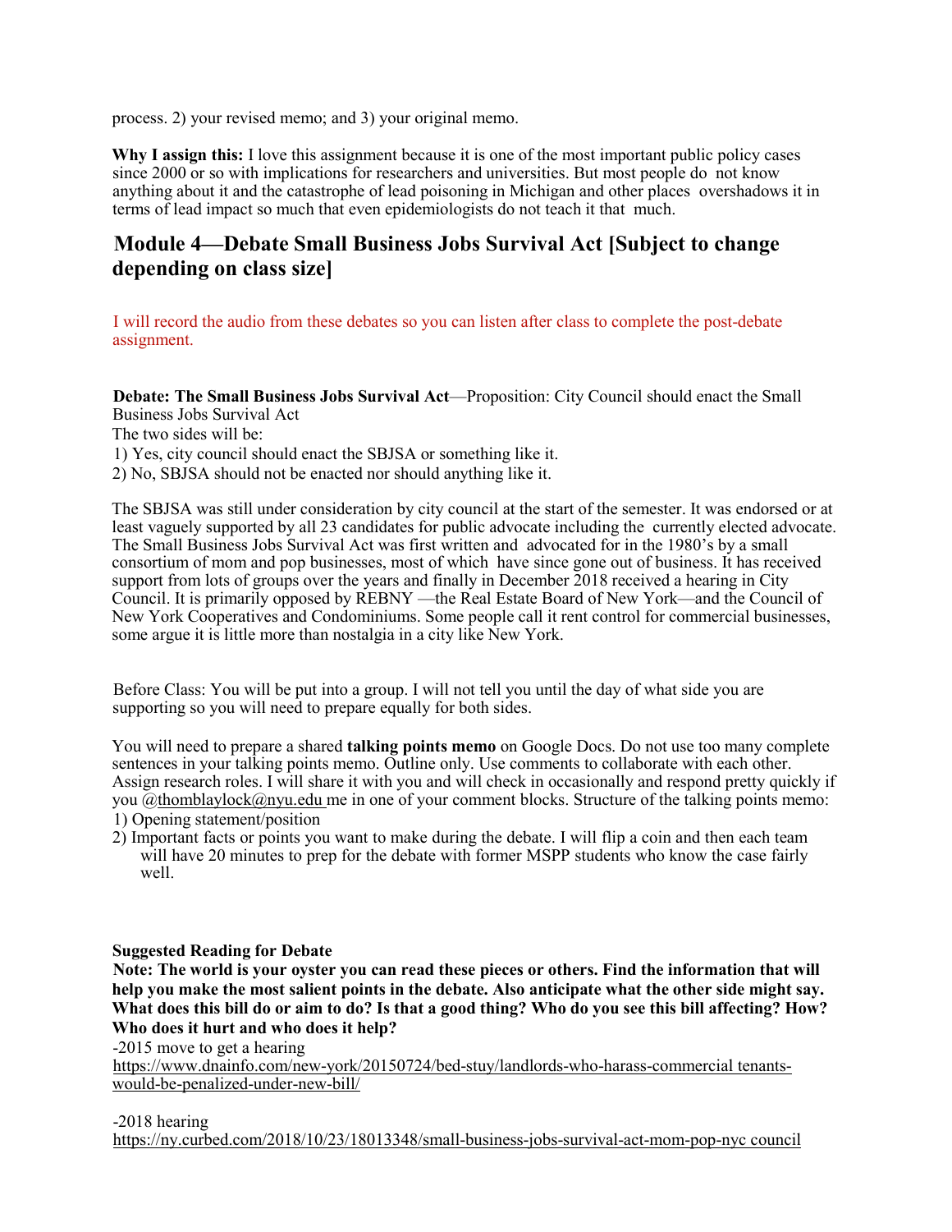process. 2) your revised memo; and 3) your original memo.

**Why I assign this:** I love this assignment because it is one of the most important public policy cases since 2000 or so with implications for researchers and universities. But most people do not know anything about it and the catastrophe of lead poisoning in Michigan and other places overshadows it in terms of lead impact so much that even epidemiologists do not teach it that much.

## Module 4—Debate Small Business Jobs Survival Act [Subject to change depending on class size]

I will record the audio from these debates so you can listen after class to complete the post-debate assignment.

**Debate: The Small Business Jobs Survival Act**—Proposition: City Council should enact the Small Business Jobs Survival Act

The two sides will be:

1) Yes, city council should enact the SBJSA or something like it.
2) No, SBJSA should not be enacted nor should anything like it.

The SBJSA was still under consideration by city council at the start of the semester. It was endorsed or at least vaguely supported by all 23 candidates for public advocate including the currently elected advocate. The Small Business Jobs Survival Act was first written and advocated for in the 1980's by a small consortium of mom and pop businesses, most of which have since gone out of business. It has received support from lots of groups over the years and finally in December 2018 received a hearing in City Council. It is primarily opposed by REBNY —the Real Estate Board of New York—and the Council of New York Cooperatives and Condominiums. Some people call it rent control for commercial businesses, some argue it is little more than nostalgia in a city like New York.

Before Class: You will be put into a group. I will not tell you until the day of what side you are supporting so you will need to prepare equally for both sides.

You will need to prepare a shared **talking points memo** on Google Docs. Do not use too many complete sentences in your talking points memo. Outline only. Use comments to collaborate with each other. Assign research roles. I will share it with you and will check in occasionally and respond pretty quickly if you @thomblaylock@nyu.edu me in one of your comment blocks. Structure of the talking points memo:

1) Opening statement/position
2) Important facts or points you want to make during the debate. I will flip a coin and then each team will have 20 minutes to prep for the debate with former MSPP students who know the case fairly well.

**Suggested Reading for Debate**

**Note: The world is your oyster you can read these pieces or others. Find the information that will help you make the most salient points in the debate. Also anticipate what the other side might say. What does this bill do or aim to do? Is that a good thing? Who do you see this bill affecting? How? Who does it hurt and who does it help?**

-2015 move to get a hearing
https://www.dnainfo.com/new-york/20150724/bed-stuy/landlords-who-harass-commercial tenants-would-be-penalized-under-new-bill/

-2018 hearing
https://ny.curbed.com/2018/10/23/18013348/small-business-jobs-survival-act-mom-pop-nyc council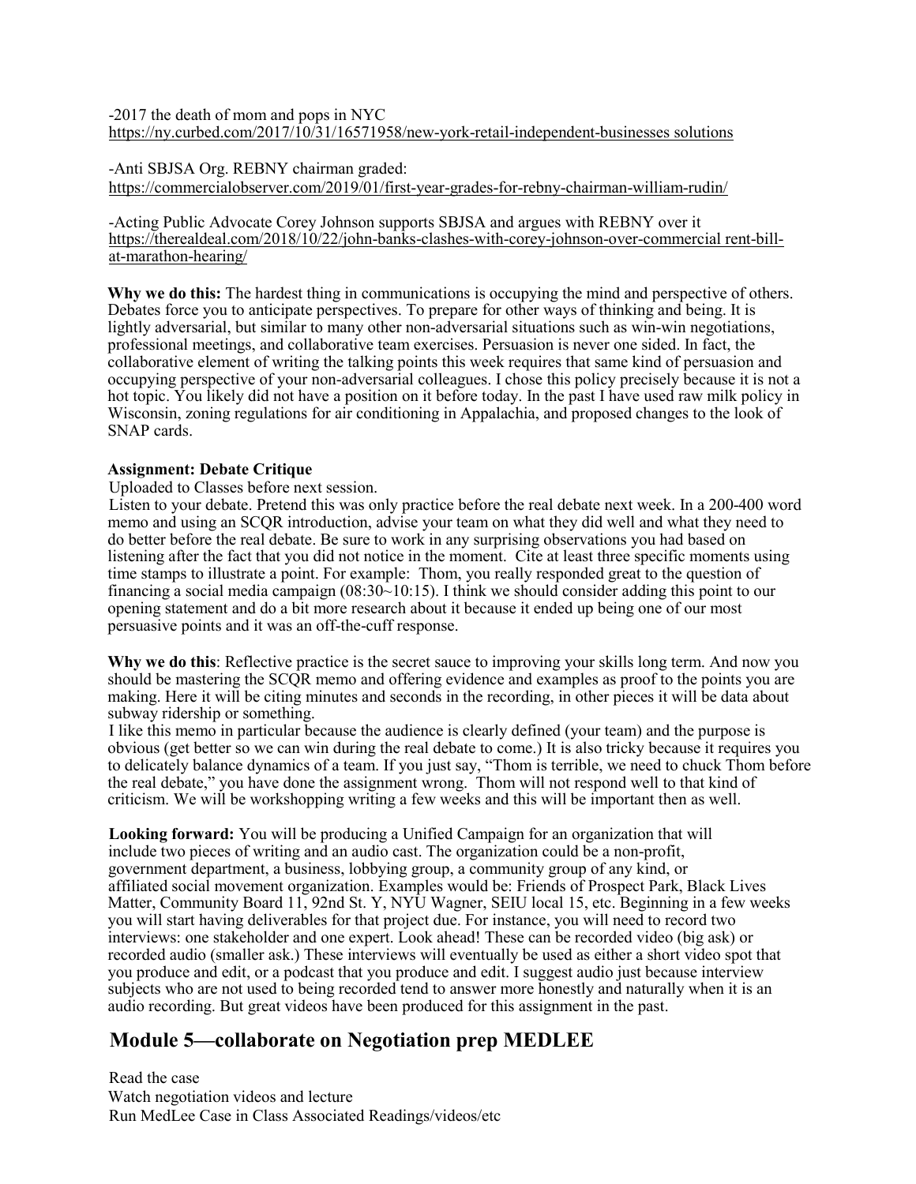-2017 the death of mom and pops in NYC
https://ny.curbed.com/2017/10/31/16571958/new-york-retail-independent-businesses solutions

-Anti SBJSA Org. REBNY chairman graded:
https://commercialobserver.com/2019/01/first-year-grades-for-rebny-chairman-william-rudin/

-Acting Public Advocate Corey Johnson supports SBJSA and argues with REBNY over it
https://therealdeal.com/2018/10/22/john-banks-clashes-with-corey-johnson-over-commercial rent-bill-at-marathon-hearing/

**Why we do this:** The hardest thing in communications is occupying the mind and perspective of others. Debates force you to anticipate perspectives. To prepare for other ways of thinking and being. It is lightly adversarial, but similar to many other non-adversarial situations such as win-win negotiations, professional meetings, and collaborative team exercises. Persuasion is never one sided. In fact, the collaborative element of writing the talking points this week requires that same kind of persuasion and occupying perspective of your non-adversarial colleagues. I chose this policy precisely because it is not a hot topic. You likely did not have a position on it before today. In the past I have used raw milk policy in Wisconsin, zoning regulations for air conditioning in Appalachia, and proposed changes to the look of SNAP cards.

**Assignment: Debate Critique**

Uploaded to Classes before next session.

Listen to your debate. Pretend this was only practice before the real debate next week. In a 200-400 word memo and using an SCQR introduction, advise your team on what they did well and what they need to do better before the real debate. Be sure to work in any surprising observations you had based on listening after the fact that you did not notice in the moment. Cite at least three specific moments using time stamps to illustrate a point. For example: Thom, you really responded great to the question of financing a social media campaign (08:30~10:15). I think we should consider adding this point to our opening statement and do a bit more research about it because it ended up being one of our most persuasive points and it was an off-the-cuff response.

**Why we do this**: Reflective practice is the secret sauce to improving your skills long term. And now you should be mastering the SCQR memo and offering evidence and examples as proof to the points you are making. Here it will be citing minutes and seconds in the recording, in other pieces it will be data about subway ridership or something.

I like this memo in particular because the audience is clearly defined (your team) and the purpose is obvious (get better so we can win during the real debate to come.) It is also tricky because it requires you to delicately balance dynamics of a team. If you just say, "Thom is terrible, we need to chuck Thom before the real debate," you have done the assignment wrong. Thom will not respond well to that kind of criticism. We will be workshopping writing a few weeks and this will be important then as well.

**Looking forward:** You will be producing a Unified Campaign for an organization that will include two pieces of writing and an audio cast. The organization could be a non-profit, government department, a business, lobbying group, a community group of any kind, or affiliated social movement organization. Examples would be: Friends of Prospect Park, Black Lives Matter, Community Board 11, 92nd St. Y, NYU Wagner, SEIU local 15, etc. Beginning in a few weeks you will start having deliverables for that project due. For instance, you will need to record two interviews: one stakeholder and one expert. Look ahead! These can be recorded video (big ask) or recorded audio (smaller ask.) These interviews will eventually be used as either a short video spot that you produce and edit, or a podcast that you produce and edit. I suggest audio just because interview subjects who are not used to being recorded tend to answer more honestly and naturally when it is an audio recording. But great videos have been produced for this assignment in the past.

## Module 5—collaborate on Negotiation prep MEDLEE

Read the case
Watch negotiation videos and lecture
Run MedLee Case in Class Associated Readings/videos/etc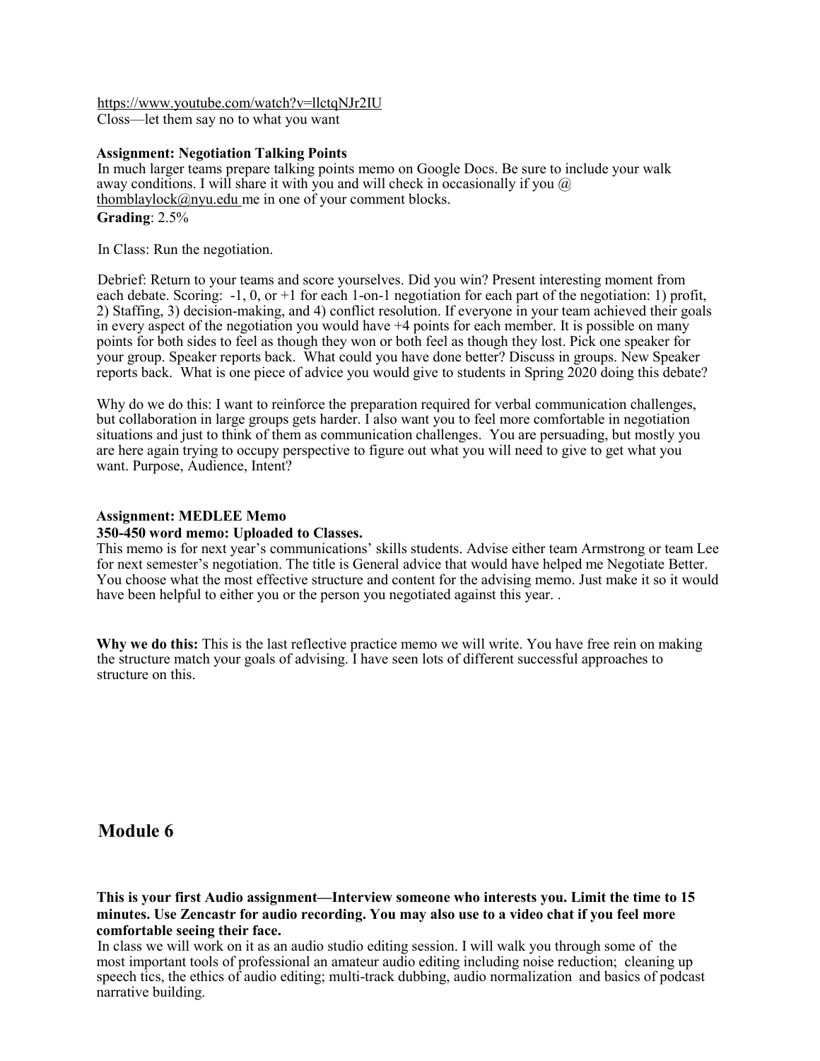https://www.youtube.com/watch?v=llctqNJr2IU
Closs—let them say no to what you want

**Assignment: Negotiation Talking Points**
In much larger teams prepare talking points memo on Google Docs. Be sure to include your walk away conditions. I will share it with you and will check in occasionally if you @ thomblaylock@nyu.edu me in one of your comment blocks.
**Grading**: 2.5%

In Class: Run the negotiation.

Debrief: Return to your teams and score yourselves. Did you win? Present interesting moment from each debate. Scoring: -1, 0, or +1 for each 1-on-1 negotiation for each part of the negotiation: 1) profit, 2) Staffing, 3) decision-making, and 4) conflict resolution. If everyone in your team achieved their goals in every aspect of the negotiation you would have +4 points for each member. It is possible on many points for both sides to feel as though they won or both feel as though they lost. Pick one speaker for your group. Speaker reports back. What could you have done better? Discuss in groups. New Speaker reports back. What is one piece of advice you would give to students in Spring 2020 doing this debate?

Why do we do this: I want to reinforce the preparation required for verbal communication challenges, but collaboration in large groups gets harder. I also want you to feel more comfortable in negotiation situations and just to think of them as communication challenges. You are persuading, but mostly you are here again trying to occupy perspective to figure out what you will need to give to get what you want. Purpose, Audience, Intent?

**Assignment: MEDLEE Memo**
**350-450 word memo: Uploaded to Classes.**
This memo is for next year's communications' skills students. Advise either team Armstrong or team Lee for next semester's negotiation. The title is General advice that would have helped me Negotiate Better. You choose what the most effective structure and content for the advising memo. Just make it so it would have been helpful to either you or the person you negotiated against this year. .

**Why we do this:** This is the last reflective practice memo we will write. You have free rein on making the structure match your goals of advising. I have seen lots of different successful approaches to structure on this.

## Module 6

**This is your first Audio assignment—Interview someone who interests you. Limit the time to 15 minutes. Use Zencastr for audio recording. You may also use to a video chat if you feel more comfortable seeing their face.**
In class we will work on it as an audio studio editing session. I will walk you through some of the most important tools of professional an amateur audio editing including noise reduction; cleaning up speech tics, the ethics of audio editing; multi-track dubbing, audio normalization and basics of podcast narrative building.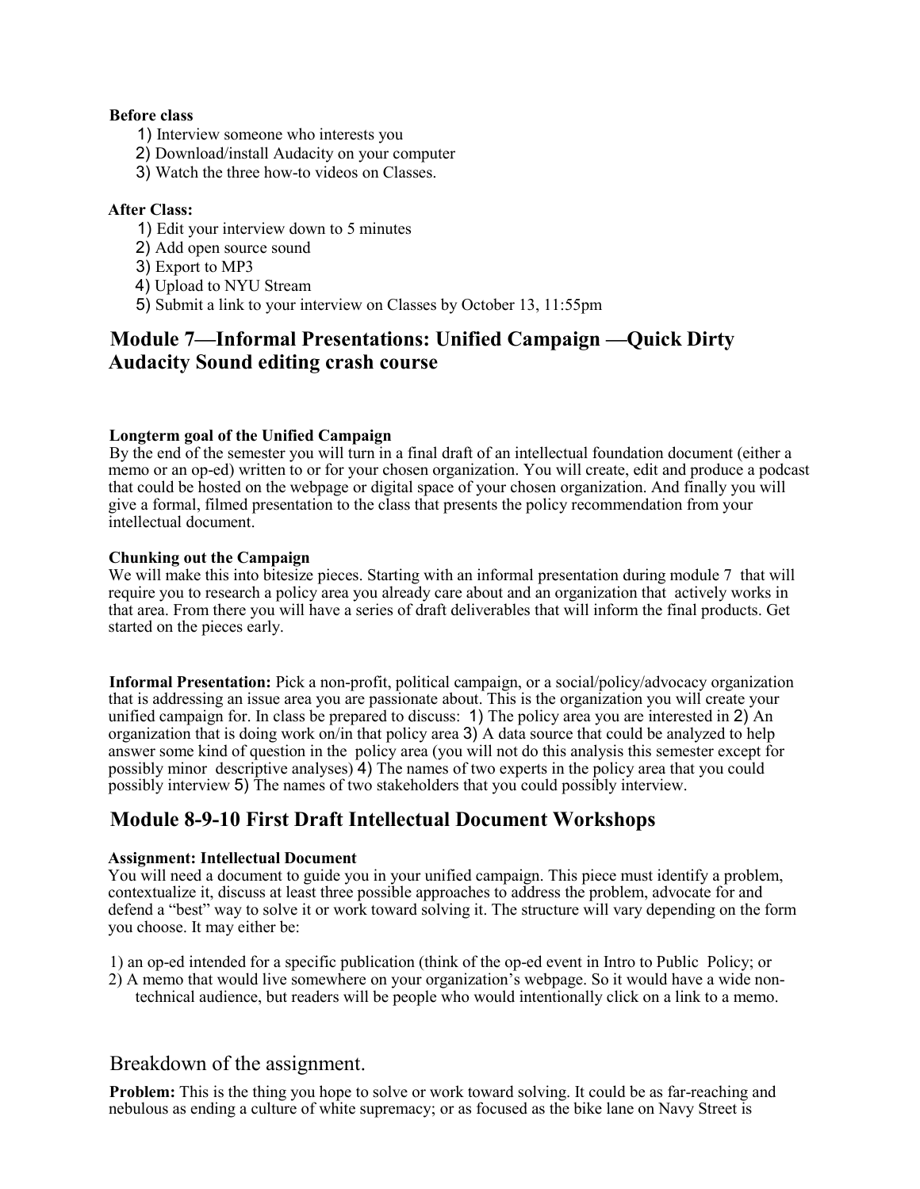**Before class**

1) Interview someone who interests you
2) Download/install Audacity on your computer
3) Watch the three how-to videos on Classes.

**After Class:**

1) Edit your interview down to 5 minutes
2) Add open source sound
3) Export to MP3
4) Upload to NYU Stream
5) Submit a link to your interview on Classes by October 13, 11:55pm

## Module 7—Informal Presentations: Unified Campaign —Quick Dirty Audacity Sound editing crash course

**Longterm goal of the Unified Campaign**

By the end of the semester you will turn in a final draft of an intellectual foundation document (either a memo or an op-ed) written to or for your chosen organization. You will create, edit and produce a podcast that could be hosted on the webpage or digital space of your chosen organization. And finally you will give a formal, filmed presentation to the class that presents the policy recommendation from your intellectual document.

**Chunking out the Campaign**

We will make this into bitesize pieces. Starting with an informal presentation during module 7 that will require you to research a policy area you already care about and an organization that actively works in that area. From there you will have a series of draft deliverables that will inform the final products. Get started on the pieces early.

**Informal Presentation:** Pick a non-profit, political campaign, or a social/policy/advocacy organization that is addressing an issue area you are passionate about. This is the organization you will create your unified campaign for. In class be prepared to discuss: 1) The policy area you are interested in 2) An organization that is doing work on/in that policy area 3) A data source that could be analyzed to help answer some kind of question in the policy area (you will not do this analysis this semester except for possibly minor descriptive analyses) 4) The names of two experts in the policy area that you could possibly interview 5) The names of two stakeholders that you could possibly interview.

## Module 8-9-10 First Draft Intellectual Document Workshops

**Assignment: Intellectual Document**

You will need a document to guide you in your unified campaign. This piece must identify a problem, contextualize it, discuss at least three possible approaches to address the problem, advocate for and defend a "best" way to solve it or work toward solving it. The structure will vary depending on the form you choose. It may either be:

1) an op-ed intended for a specific publication (think of the op-ed event in Intro to Public Policy; or
2) A memo that would live somewhere on your organization's webpage. So it would have a wide non-technical audience, but readers will be people who would intentionally click on a link to a memo.

## Breakdown of the assignment.

**Problem:** This is the thing you hope to solve or work toward solving. It could be as far-reaching and nebulous as ending a culture of white supremacy; or as focused as the bike lane on Navy Street is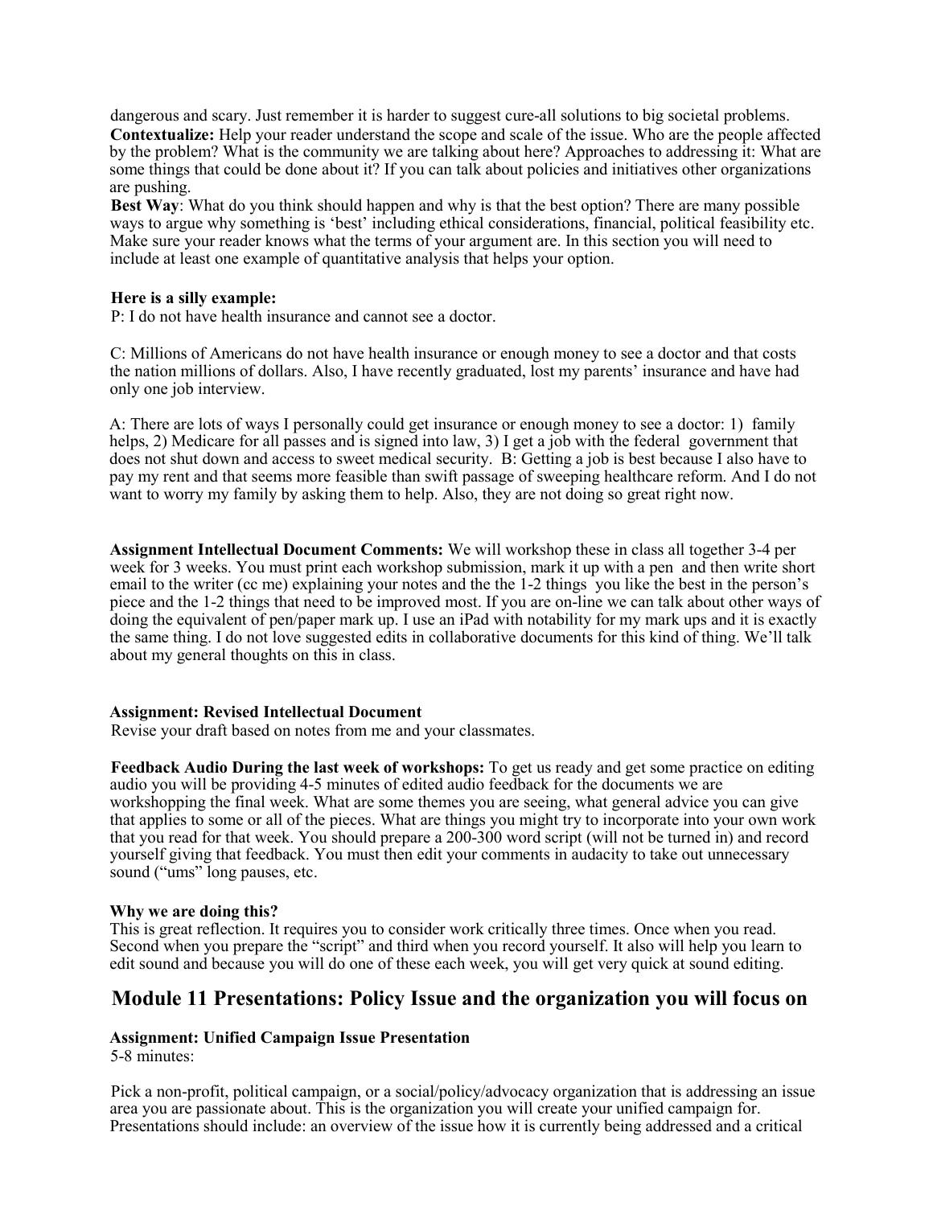dangerous and scary. Just remember it is harder to suggest cure-all solutions to big societal problems.

**Contextualize:** Help your reader understand the scope and scale of the issue. Who are the people affected by the problem? What is the community we are talking about here? Approaches to addressing it: What are some things that could be done about it? If you can talk about policies and initiatives other organizations are pushing.

**Best Way**: What do you think should happen and why is that the best option? There are many possible ways to argue why something is 'best' including ethical considerations, financial, political feasibility etc. Make sure your reader knows what the terms of your argument are. In this section you will need to include at least one example of quantitative analysis that helps your option.

**Here is a silly example:**

P: I do not have health insurance and cannot see a doctor.

C: Millions of Americans do not have health insurance or enough money to see a doctor and that costs the nation millions of dollars. Also, I have recently graduated, lost my parents' insurance and have had only one job interview.

A: There are lots of ways I personally could get insurance or enough money to see a doctor: 1) family helps, 2) Medicare for all passes and is signed into law, 3) I get a job with the federal government that does not shut down and access to sweet medical security. B: Getting a job is best because I also have to pay my rent and that seems more feasible than swift passage of sweeping healthcare reform. And I do not want to worry my family by asking them to help. Also, they are not doing so great right now.

**Assignment Intellectual Document Comments:** We will workshop these in class all together 3-4 per week for 3 weeks. You must print each workshop submission, mark it up with a pen and then write short email to the writer (cc me) explaining your notes and the the 1-2 things you like the best in the person's piece and the 1-2 things that need to be improved most. If you are on-line we can talk about other ways of doing the equivalent of pen/paper mark up. I use an iPad with notability for my mark ups and it is exactly the same thing. I do not love suggested edits in collaborative documents for this kind of thing. We'll talk about my general thoughts on this in class.

**Assignment: Revised Intellectual Document**

Revise your draft based on notes from me and your classmates.

**Feedback Audio During the last week of workshops:** To get us ready and get some practice on editing audio you will be providing 4-5 minutes of edited audio feedback for the documents we are workshopping the final week. What are some themes you are seeing, what general advice you can give that applies to some or all of the pieces. What are things you might try to incorporate into your own work that you read for that week. You should prepare a 200-300 word script (will not be turned in) and record yourself giving that feedback. You must then edit your comments in audacity to take out unnecessary sound ("ums" long pauses, etc.

**Why we are doing this?**

This is great reflection. It requires you to consider work critically three times. Once when you read. Second when you prepare the "script" and third when you record yourself. It also will help you learn to edit sound and because you will do one of these each week, you will get very quick at sound editing.

## Module 11 Presentations: Policy Issue and the organization you will focus on

**Assignment: Unified Campaign Issue Presentation**

5-8 minutes:

Pick a non-profit, political campaign, or a social/policy/advocacy organization that is addressing an issue area you are passionate about. This is the organization you will create your unified campaign for. Presentations should include: an overview of the issue how it is currently being addressed and a critical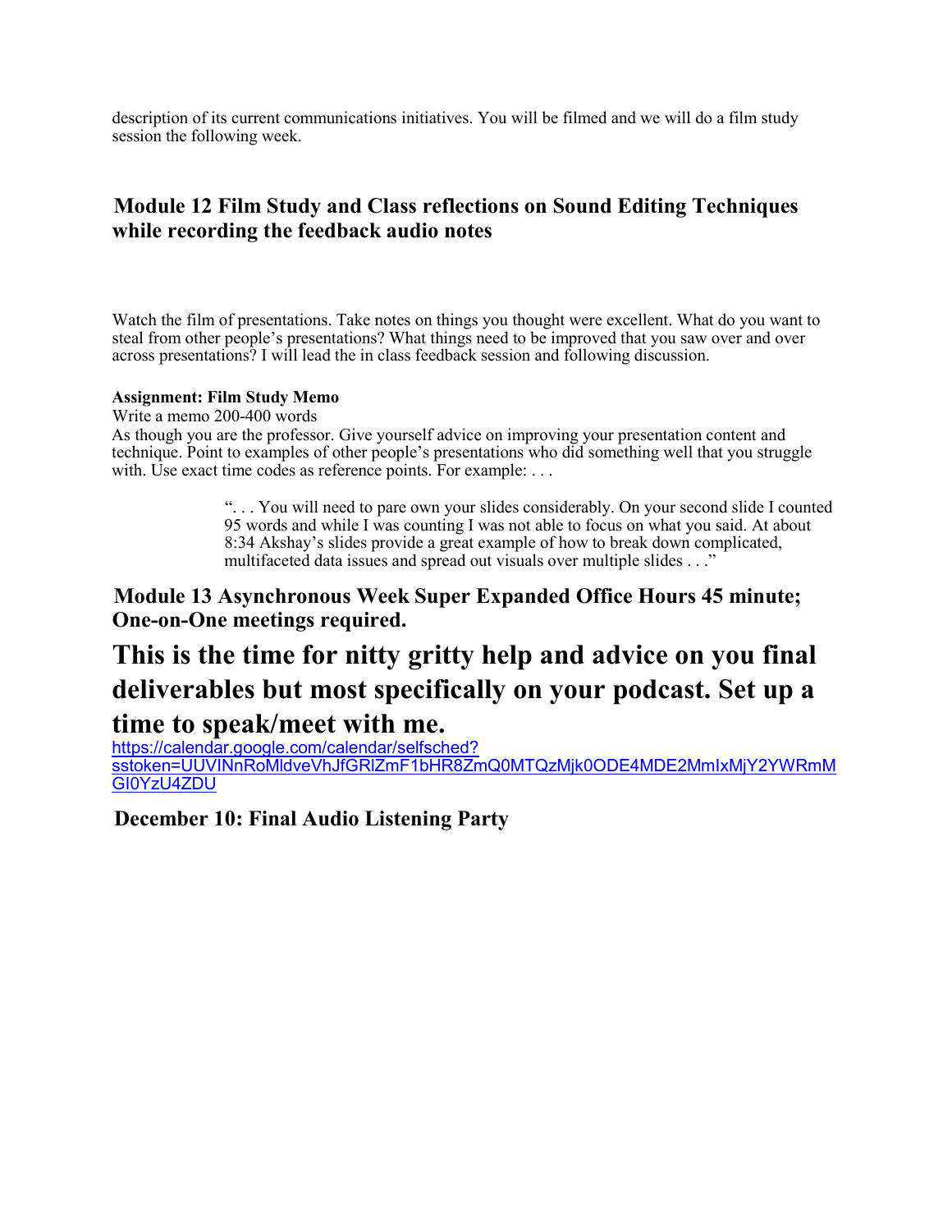description of its current communications initiatives. You will be filmed and we will do a film study session the following week.

### Module 12 Film Study and Class reflections on Sound Editing Techniques while recording the feedback audio notes

Watch the film of presentations. Take notes on things you thought were excellent. What do you want to steal from other people's presentations? What things need to be improved that you saw over and over across presentations? I will lead the in class feedback session and following discussion.

**Assignment: Film Study Memo**
Write a memo 200-400 words
As though you are the professor. Give yourself advice on improving your presentation content and technique. Point to examples of other people's presentations who did something well that you struggle with. Use exact time codes as reference points. For example: . . .

> ". . . You will need to pare own your slides considerably. On your second slide I counted 95 words and while I was counting I was not able to focus on what you said. At about 8:34 Akshay's slides provide a great example of how to break down complicated, multifaceted data issues and spread out visuals over multiple slides . . ."

### Module 13 Asynchronous Week Super Expanded Office Hours 45 minute; One-on-One meetings required.

## This is the time for nitty gritty help and advice on you final deliverables but most specifically on your podcast. Set up a time to speak/meet with me.

https://calendar.google.com/calendar/selfsched?sstoken=UUVINnRoMldveVhJfGRlZmF1bHR8ZmQ0MTQzMjk0ODE4MDE2MmIxMjY2YWRmMGI0YzU4ZDU

### December 10: Final Audio Listening Party